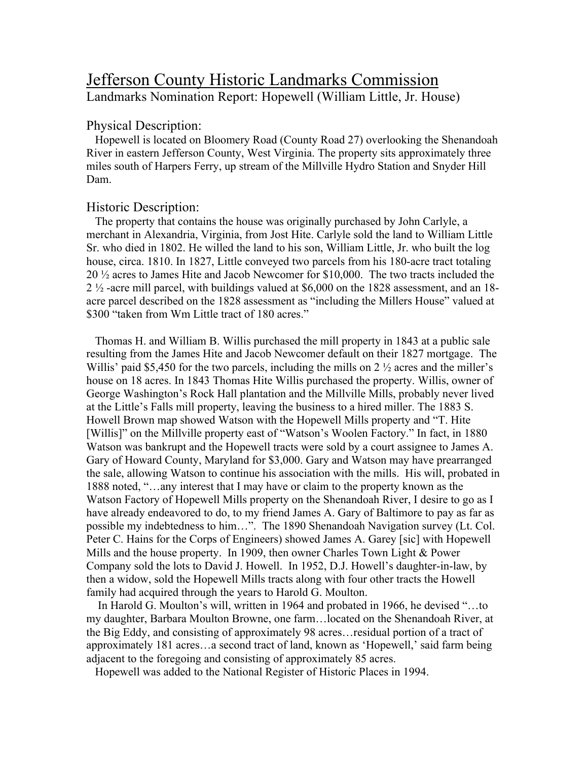# Jefferson County Historic Landmarks Commission

Landmarks Nomination Report: Hopewell (William Little, Jr. House)

## Physical Description:

Hopewell is located on Bloomery Road (County Road 27) overlooking the Shenandoah River in eastern Jefferson County, West Virginia. The property sits approximately three miles south of Harpers Ferry, up stream of the Millville Hydro Station and Snyder Hill Dam.

## Historic Description:

The property that contains the house was originally purchased by John Carlyle, a merchant in Alexandria, Virginia, from Jost Hite. Carlyle sold the land to William Little Sr. who died in 1802. He willed the land to his son, William Little, Jr. who built the log house, circa. 1810. In 1827, Little conveyed two parcels from his 180-acre tract totaling 20 ½ acres to James Hite and Jacob Newcomer for $10,000. The two tracts included the 2 ½ -acre mill parcel, with buildings valued at $6,000 on the 1828 assessment, and an 18-acre parcel described on the 1828 assessment as "including the Millers House" valued at $300 "taken from Wm Little tract of 180 acres."

Thomas H. and William B. Willis purchased the mill property in 1843 at a public sale resulting from the James Hite and Jacob Newcomer default on their 1827 mortgage. The Willis' paid $5,450 for the two parcels, including the mills on 2 ½ acres and the miller's house on 18 acres. In 1843 Thomas Hite Willis purchased the property. Willis, owner of George Washington's Rock Hall plantation and the Millville Mills, probably never lived at the Little's Falls mill property, leaving the business to a hired miller. The 1883 S. Howell Brown map showed Watson with the Hopewell Mills property and "T. Hite [Willis]" on the Millville property east of "Watson's Woolen Factory." In fact, in 1880 Watson was bankrupt and the Hopewell tracts were sold by a court assignee to James A. Gary of Howard County, Maryland for $3,000. Gary and Watson may have prearranged the sale, allowing Watson to continue his association with the mills. His will, probated in 1888 noted, "…any interest that I may have or claim to the property known as the Watson Factory of Hopewell Mills property on the Shenandoah River, I desire to go as I have already endeavored to do, to my friend James A. Gary of Baltimore to pay as far as possible my indebtedness to him…". The 1890 Shenandoah Navigation survey (Lt. Col. Peter C. Hains for the Corps of Engineers) showed James A. Garey [sic] with Hopewell Mills and the house property. In 1909, then owner Charles Town Light & Power Company sold the lots to David J. Howell. In 1952, D.J. Howell's daughter-in-law, by then a widow, sold the Hopewell Mills tracts along with four other tracts the Howell family had acquired through the years to Harold G. Moulton.

In Harold G. Moulton's will, written in 1964 and probated in 1966, he devised "…to my daughter, Barbara Moulton Browne, one farm…located on the Shenandoah River, at the Big Eddy, and consisting of approximately 98 acres…residual portion of a tract of approximately 181 acres…a second tract of land, known as 'Hopewell,' said farm being adjacent to the foregoing and consisting of approximately 85 acres.

Hopewell was added to the National Register of Historic Places in 1994.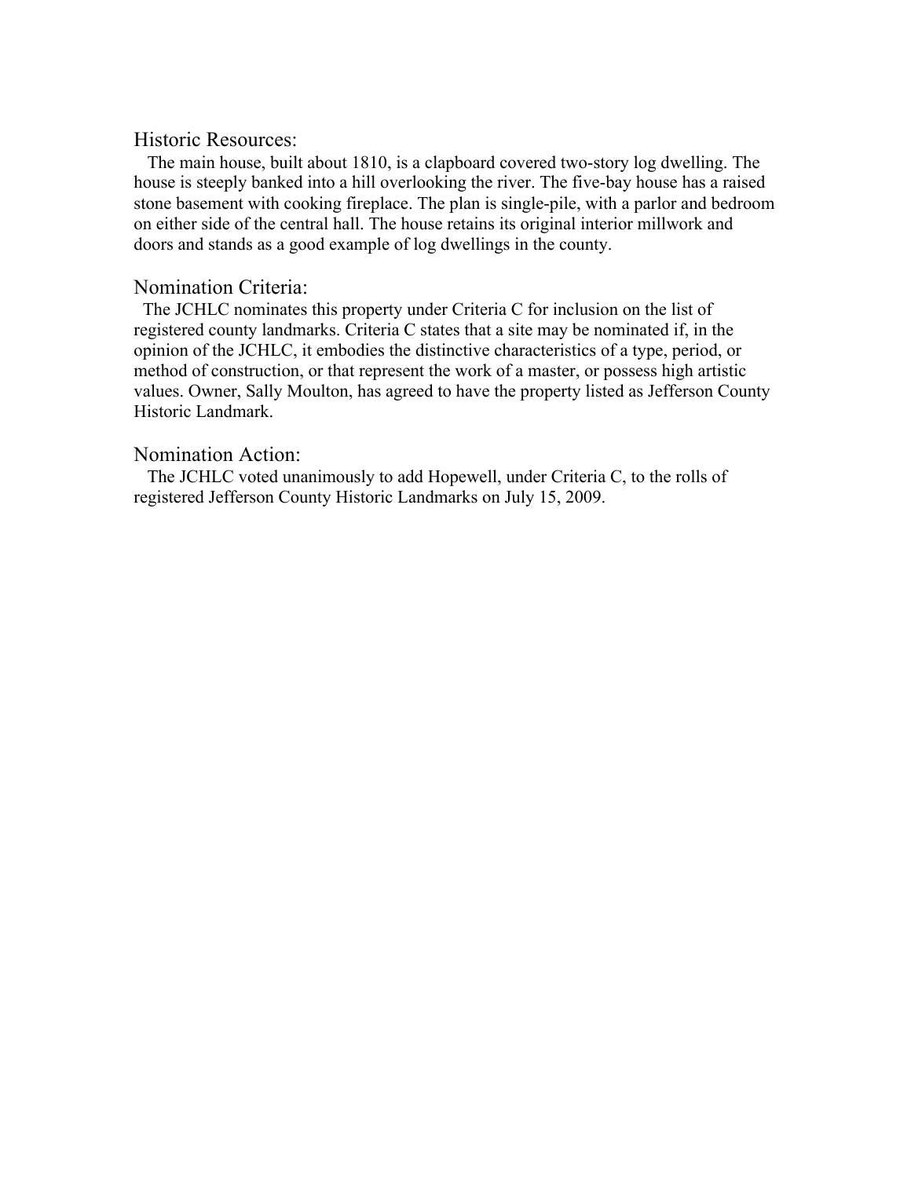## Historic Resources:

The main house, built about 1810, is a clapboard covered two-story log dwelling. The house is steeply banked into a hill overlooking the river. The five-bay house has a raised stone basement with cooking fireplace. The plan is single-pile, with a parlor and bedroom on either side of the central hall. The house retains its original interior millwork and doors and stands as a good example of log dwellings in the county.

## Nomination Criteria:

The JCHLC nominates this property under Criteria C for inclusion on the list of registered county landmarks. Criteria C states that a site may be nominated if, in the opinion of the JCHLC, it embodies the distinctive characteristics of a type, period, or method of construction, or that represent the work of a master, or possess high artistic values. Owner, Sally Moulton, has agreed to have the property listed as Jefferson County Historic Landmark.

## Nomination Action:

The JCHLC voted unanimously to add Hopewell, under Criteria C, to the rolls of registered Jefferson County Historic Landmarks on July 15, 2009.